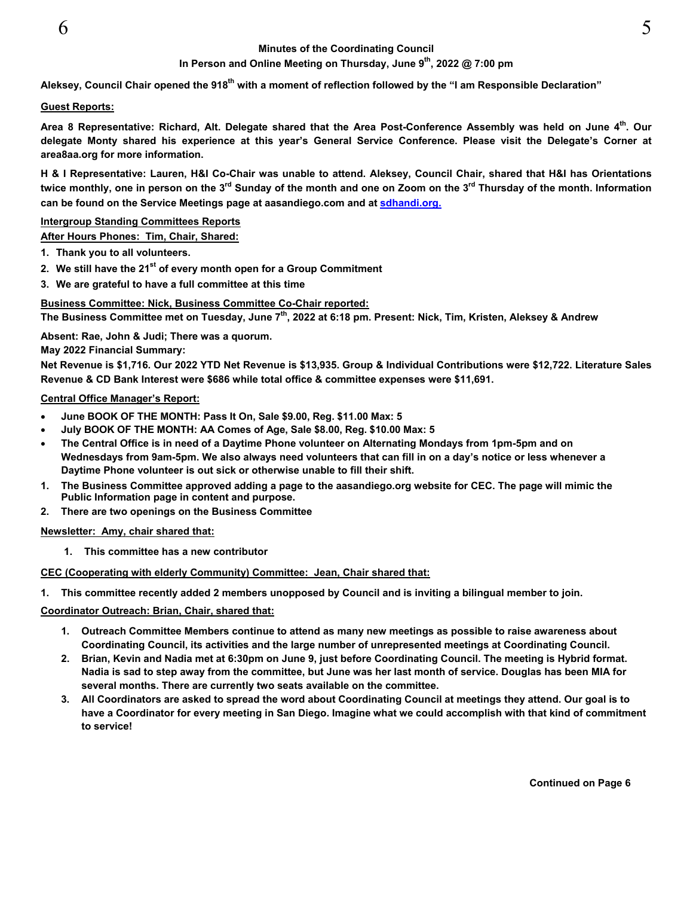**Minutes of the Coordinating Council**

**In Person and Online Meeting on Thursday, June 9th, 2022 @ 7:00 pm**

**Aleksey, Council Chair opened the 918th with a moment of reflection followed by the "I am Responsible Declaration"**

**Guest Reports:**

**Area 8 Representative: Richard, Alt. Delegate shared that the Area Post-Conference Assembly was held on June 4th. Our delegate Monty shared his experience at this year's General Service Conference. Please visit the Delegate's Corner at area8aa.org for more information.**

**H & I Representative: Lauren, H&I Co-Chair was unable to attend. Aleksey, Council Chair, shared that H&I has Orientations twice monthly, one in person on the 3rd Sunday of the month and one on Zoom on the 3rd Thursday of the month. Information can be found on the Service Meetings page at aasandiego.com and at sdhandi.org.**

**Intergroup Standing Committees Reports**

**After Hours Phones: Tim, Chair, Shared:**

1. **Thank you to all volunteers.**
2. **We still have the 21st of every month open for a Group Commitment**
3. **We are grateful to have a full committee at this time**

**Business Committee: Nick, Business Committee Co-Chair reported:**

**The Business Committee met on Tuesday, June 7th, 2022 at 6:18 pm. Present: Nick, Tim, Kristen, Aleksey & Andrew**

**Absent: Rae, John & Judi; There was a quorum.**

**May 2022 Financial Summary:**

**Net Revenue is $1,716. Our 2022 YTD Net Revenue is $13,935. Group & Individual Contributions were $12,722. Literature Sales Revenue & CD Bank Interest were $686 while total office & committee expenses were $11,691.**

**Central Office Manager's Report:**

- **June BOOK OF THE MONTH: Pass It On, Sale $9.00, Reg. $11.00 Max: 5**
- **July BOOK OF THE MONTH: AA Comes of Age, Sale $8.00, Reg. $10.00 Max: 5**
- **The Central Office is in need of a Daytime Phone volunteer on Alternating Mondays from 1pm-5pm and on Wednesdays from 9am-5pm. We also always need volunteers that can fill in on a day's notice or less whenever a Daytime Phone volunteer is out sick or otherwise unable to fill their shift.**

1. **The Business Committee approved adding a page to the aasandiego.org website for CEC. The page will mimic the Public Information page in content and purpose.**
2. **There are two openings on the Business Committee**

**Newsletter: Amy, chair shared that:**

1. **This committee has a new contributor**

**CEC (Cooperating with elderly Community) Committee: Jean, Chair shared that:**

1. **This committee recently added 2 members unopposed by Council and is inviting a bilingual member to join.**

**Coordinator Outreach: Brian, Chair, shared that:**

1. **Outreach Committee Members continue to attend as many new meetings as possible to raise awareness about Coordinating Council, its activities and the large number of unrepresented meetings at Coordinating Council.**
2. **Brian, Kevin and Nadia met at 6:30pm on June 9, just before Coordinating Council. The meeting is Hybrid format. Nadia is sad to step away from the committee, but June was her last month of service. Douglas has been MIA for several months. There are currently two seats available on the committee.**
3. **All Coordinators are asked to spread the word about Coordinating Council at meetings they attend. Our goal is to have a Coordinator for every meeting in San Diego. Imagine what we could accomplish with that kind of commitment to service!**

**Continued on Page 6**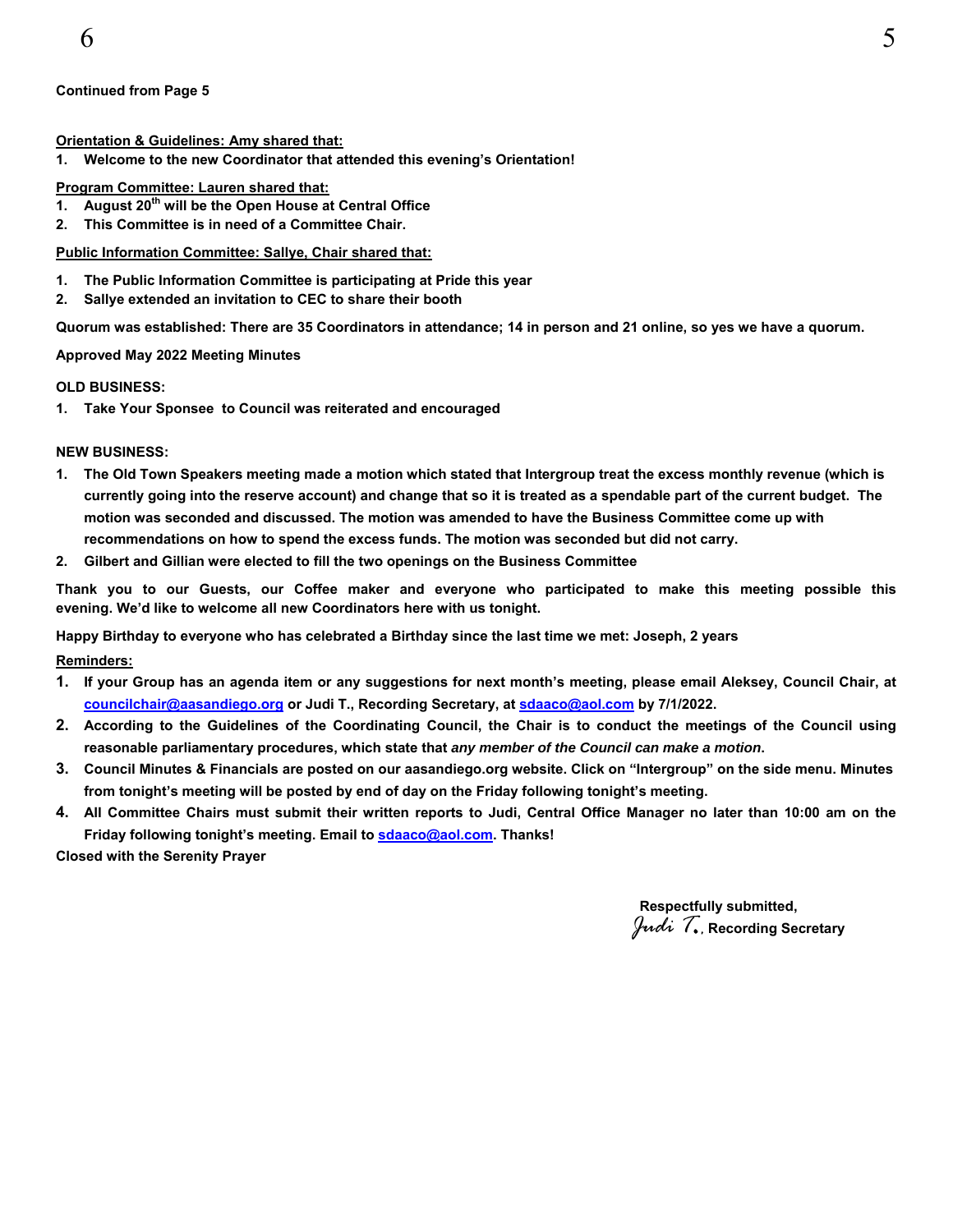**Continued from Page 5**

**Orientation & Guidelines: Amy shared that:**

1. **Welcome to the new Coordinator that attended this evening's Orientation!**

**Program Committee: Lauren shared that:**

1. **August 20th will be the Open House at Central Office**
2. **This Committee is in need of a Committee Chair.**

**Public Information Committee: Sallye, Chair shared that:**

1. **The Public Information Committee is participating at Pride this year**
2. **Sallye extended an invitation to CEC to share their booth**

**Quorum was established: There are 35 Coordinators in attendance; 14 in person and 21 online, so yes we have a quorum.**

**Approved May 2022 Meeting Minutes**

**OLD BUSINESS:**

1. **Take Your Sponsee to Council was reiterated and encouraged**

**NEW BUSINESS:**

1. **The Old Town Speakers meeting made a motion which stated that Intergroup treat the excess monthly revenue (which is currently going into the reserve account) and change that so it is treated as a spendable part of the current budget. The motion was seconded and discussed. The motion was amended to have the Business Committee come up with recommendations on how to spend the excess funds. The motion was seconded but did not carry.**
2. **Gilbert and Gillian were elected to fill the two openings on the Business Committee**

**Thank you to our Guests, our Coffee maker and everyone who participated to make this meeting possible this evening. We'd like to welcome all new Coordinators here with us tonight.**

**Happy Birthday to everyone who has celebrated a Birthday since the last time we met: Joseph, 2 years**

**Reminders:**

1. **If your Group has an agenda item or any suggestions for next month's meeting, please email Aleksey, Council Chair, at councilchair@aasandiego.org or Judi T., Recording Secretary, at sdaaco@aol.com by 7/1/2022.**
2. **According to the Guidelines of the Coordinating Council, the Chair is to conduct the meetings of the Council using reasonable parliamentary procedures, which state that *any member of the Council can make a motion*.**
3. **Council Minutes & Financials are posted on our aasandiego.org website. Click on "Intergroup" on the side menu. Minutes from tonight's meeting will be posted by end of day on the Friday following tonight's meeting.**
4. **All Committee Chairs must submit their written reports to Judi, Central Office Manager no later than 10:00 am on the Friday following tonight's meeting. Email to sdaaco@aol.com. Thanks!**

**Closed with the Serenity Prayer**

**Respectfully submitted,**
*Judi T.*, **Recording Secretary**